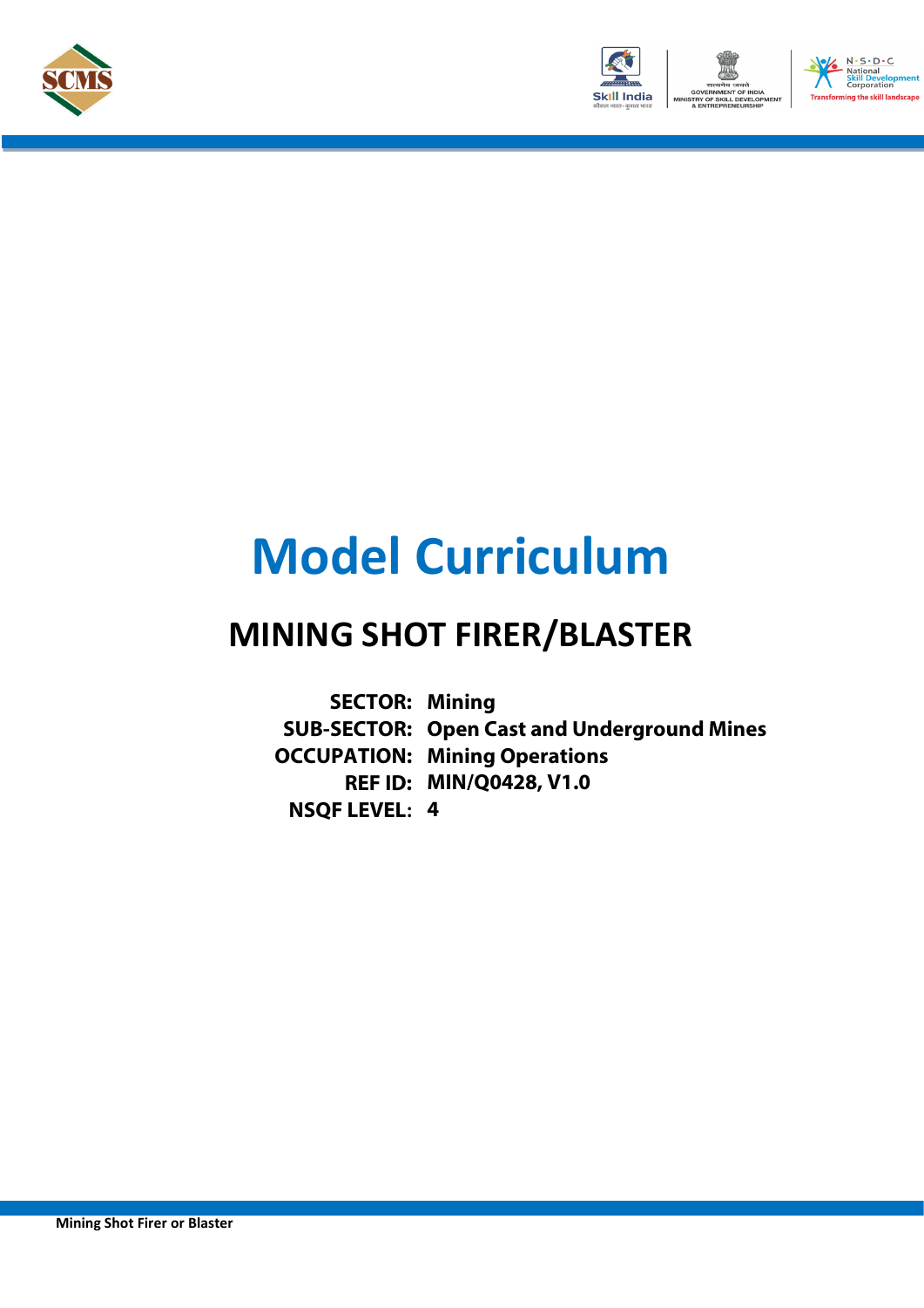# Model Curriculum

## MINING SHOT FIRER/BLASTER

**SECTOR:** Mining
**SUB-SECTOR:** Open Cast and Underground Mines
**OCCUPATION:** Mining Operations
**REF ID:** MIN/Q0428, V1.0
**NSQF LEVEL:** 4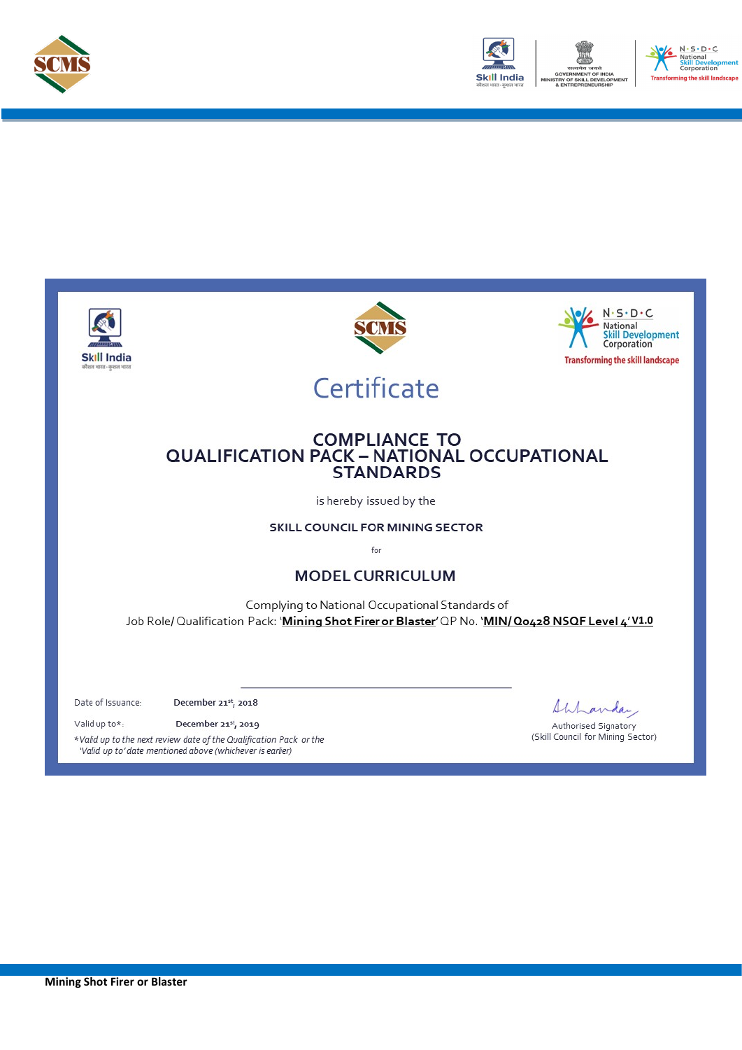# Certificate

## COMPLIANCE TO QUALIFICATION PACK – NATIONAL OCCUPATIONAL STANDARDS

is hereby issued by the

**SKILL COUNCIL FOR MINING SECTOR**

for

## MODEL CURRICULUM

Complying to National Occupational Standards of
Job Role/ Qualification Pack: '**Mining Shot Firer or Blaster**' QP No. '**MIN/ Q0428 NSQF Level 4**' **V1.0**

Date of Issuance: **December 21st, 2018**

Valid up to*: **December 21st, 2019**

*Valid up to the next review date of the Qualification Pack or the 'Valid up to' date mentioned above (whichever is earlier)*

Authorised Signatory
(Skill Council for Mining Sector)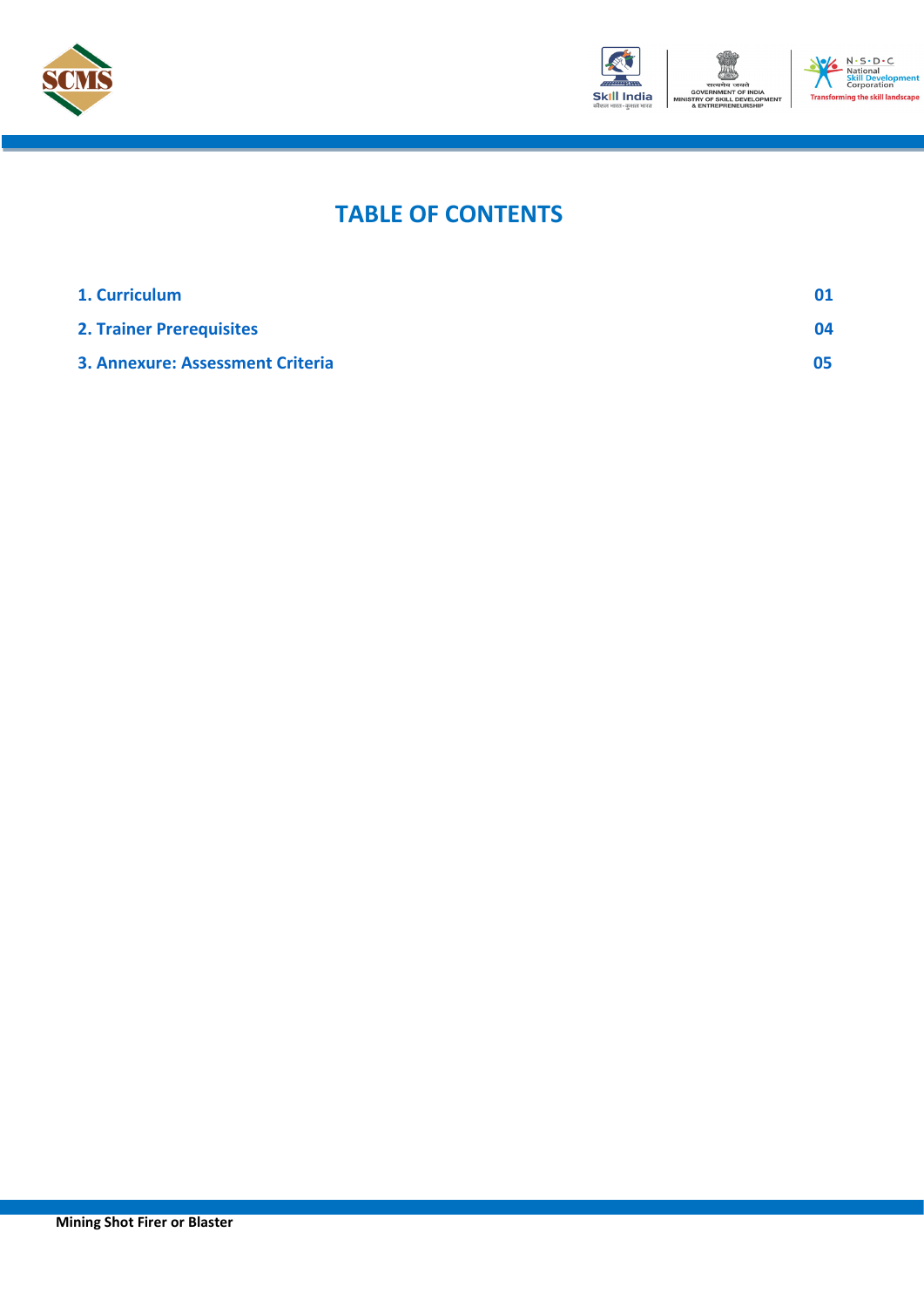# TABLE OF CONTENTS

| | |
|---|---|
| **1. Curriculum** | **01** |
| **2. Trainer Prerequisites** | **04** |
| **3. Annexure: Assessment Criteria** | **05** |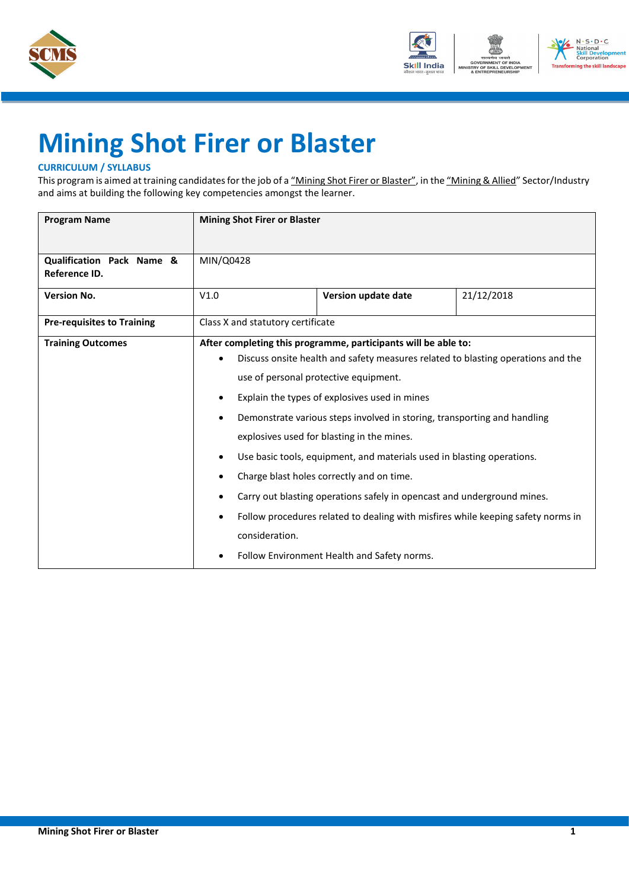# Mining Shot Firer or Blaster

### CURRICULUM / SYLLABUS

This program is aimed at training candidates for the job of a "Mining Shot Firer or Blaster", in the "Mining & Allied" Sector/Industry and aims at building the following key competencies amongst the learner.

| Program Name | Mining Shot Firer or Blaster | | |
|---|---|---|---|
| Qualification Pack Name & Reference ID. | MIN/Q0428 | | |
| Version No. | V1.0 | Version update date | 21/12/2018 |
| Pre-requisites to Training | Class X and statutory certificate | | |
| Training Outcomes | **After completing this programme, participants will be able to:**<br>• Discuss onsite health and safety measures related to blasting operations and the use of personal protective equipment.<br>• Explain the types of explosives used in mines<br>• Demonstrate various steps involved in storing, transporting and handling explosives used for blasting in the mines.<br>• Use basic tools, equipment, and materials used in blasting operations.<br>• Charge blast holes correctly and on time.<br>• Carry out blasting operations safely in opencast and underground mines.<br>• Follow procedures related to dealing with misfires while keeping safety norms in consideration.<br>• Follow Environment Health and Safety norms. | | |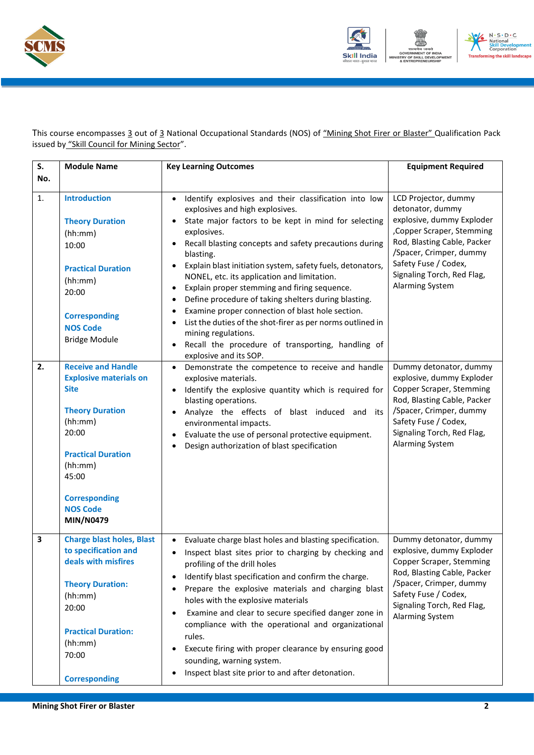This course encompasses 3 out of 3 National Occupational Standards (NOS) of "Mining Shot Firer or Blaster" Qualification Pack issued by "Skill Council for Mining Sector".

| S. No. | Module Name | Key Learning Outcomes | Equipment Required |
|---|---|---|---|
| 1. | **Introduction**<br><br>**Theory Duration** (hh:mm)<br>10:00<br><br>**Practical Duration** (hh:mm)<br>20:00<br><br>**Corresponding NOS Code**<br>Bridge Module | • Identify explosives and their classification into low explosives and high explosives.<br>• State major factors to be kept in mind for selecting explosives.<br>• Recall blasting concepts and safety precautions during blasting.<br>• Explain blast initiation system, safety fuels, detonators, NONEL, etc. its application and limitation.<br>• Explain proper stemming and firing sequence.<br>• Define procedure of taking shelters during blasting.<br>• Examine proper connection of blast hole section.<br>• List the duties of the shot-firer as per norms outlined in mining regulations.<br>• Recall the procedure of transporting, handling of explosive and its SOP. | LCD Projector, dummy detonator, dummy explosive, dummy Exploder ,Copper Scraper, Stemming Rod, Blasting Cable, Packer /Spacer, Crimper, dummy Safety Fuse / Codex, Signaling Torch, Red Flag, Alarming System |
| **2.** | **Receive and Handle Explosive materials on Site**<br><br>**Theory Duration** (hh:mm)<br>20:00<br><br>**Practical Duration** (hh:mm)<br>45:00<br><br>**Corresponding NOS Code**<br>**MIN/N0479** | • Demonstrate the competence to receive and handle explosive materials.<br>• Identify the explosive quantity which is required for blasting operations.<br>• Analyze the effects of blast induced and its environmental impacts.<br>• Evaluate the use of personal protective equipment.<br>• Design authorization of blast specification | Dummy detonator, dummy explosive, dummy Exploder Copper Scraper, Stemming Rod, Blasting Cable, Packer /Spacer, Crimper, dummy Safety Fuse / Codex, Signaling Torch, Red Flag, Alarming System |
| **3** | **Charge blast holes, Blast to specification and deals with misfires**<br><br>**Theory Duration:** (hh:mm)<br>20:00<br><br>**Practical Duration:** (hh:mm)<br>70:00<br><br>**Corresponding** | • Evaluate charge blast holes and blasting specification.<br>• Inspect blast sites prior to charging by checking and profiling of the drill holes<br>• Identify blast specification and confirm the charge.<br>• Prepare the explosive materials and charging blast holes with the explosive materials<br>• Examine and clear to secure specified danger zone in compliance with the operational and organizational rules.<br>• Execute firing with proper clearance by ensuring good sounding, warning system.<br>• Inspect blast site prior to and after detonation. | Dummy detonator, dummy explosive, dummy Exploder Copper Scraper, Stemming Rod, Blasting Cable, Packer /Spacer, Crimper, dummy Safety Fuse / Codex, Signaling Torch, Red Flag, Alarming System |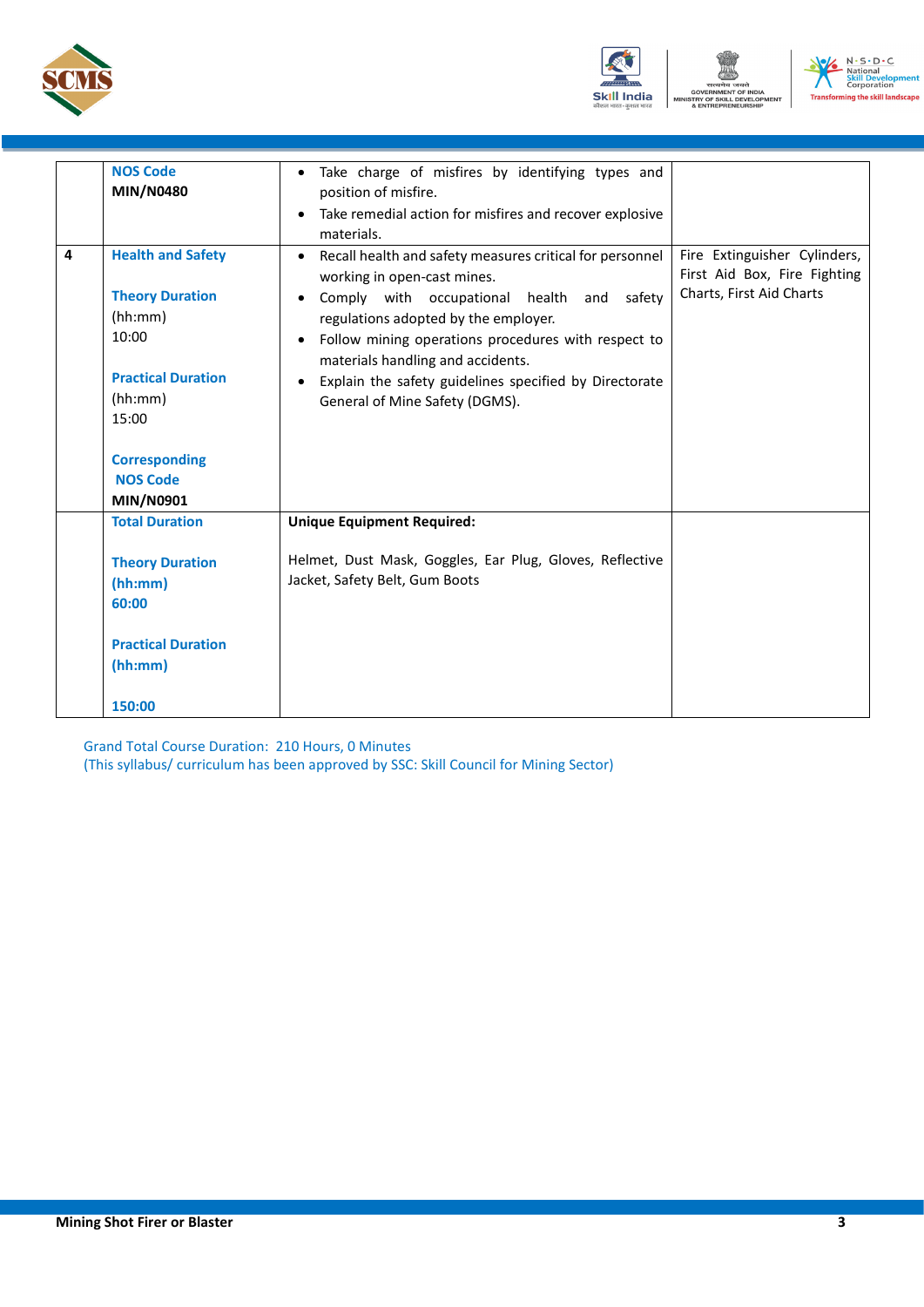| | | | |
|---|---|---|---|
| | **NOS Code**<br>**MIN/N0480** | • Take charge of misfires by identifying types and position of misfire.<br>• Take remedial action for misfires and recover explosive materials. | |
| **4** | **Health and Safety**<br><br>**Theory Duration**<br>(hh:mm)<br>10:00<br><br>**Practical Duration**<br>(hh:mm)<br>15:00<br><br>**Corresponding NOS Code**<br>**MIN/N0901** | • Recall health and safety measures critical for personnel working in open-cast mines.<br>• Comply with occupational health and safety regulations adopted by the employer.<br>• Follow mining operations procedures with respect to materials handling and accidents.<br>• Explain the safety guidelines specified by Directorate General of Mine Safety (DGMS). | Fire Extinguisher Cylinders, First Aid Box, Fire Fighting Charts, First Aid Charts |
| | **Total Duration**<br><br>**Theory Duration**<br>**(hh:mm)**<br>**60:00**<br><br>**Practical Duration**<br>**(hh:mm)**<br><br>**150:00** | **Unique Equipment Required:**<br><br>Helmet, Dust Mask, Goggles, Ear Plug, Gloves, Reflective Jacket, Safety Belt, Gum Boots | |

Grand Total Course Duration: 210 Hours, 0 Minutes
(This syllabus/ curriculum has been approved by SSC: Skill Council for Mining Sector)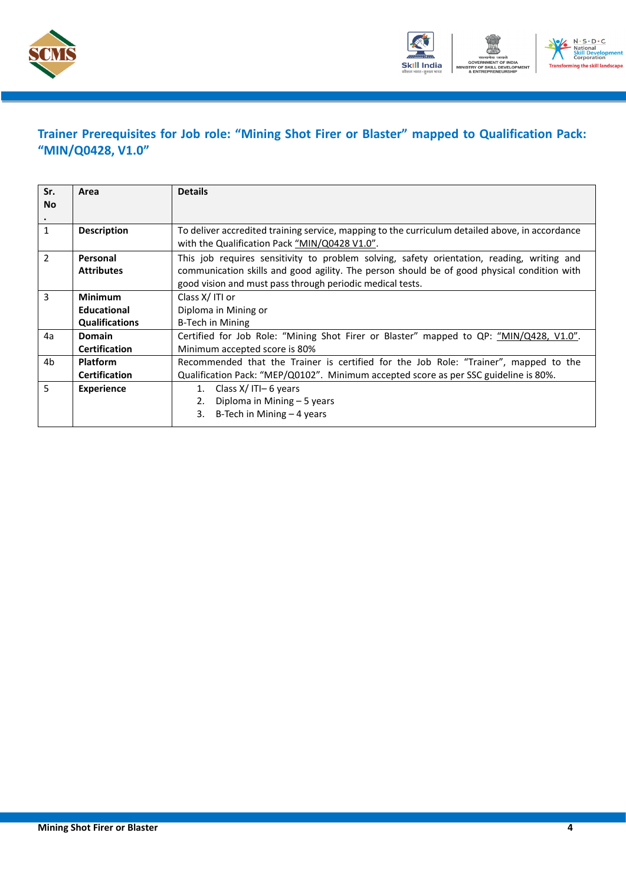## Trainer Prerequisites for Job role: "Mining Shot Firer or Blaster" mapped to Qualification Pack: "MIN/Q0428, V1.0"

| Sr. No. | Area | Details |
|---|---|---|
| 1 | **Description** | To deliver accredited training service, mapping to the curriculum detailed above, in accordance with the Qualification Pack "MIN/Q0428 V1.0". |
| 2 | **Personal Attributes** | This job requires sensitivity to problem solving, safety orientation, reading, writing and communication skills and good agility. The person should be of good physical condition with good vision and must pass through periodic medical tests. |
| 3 | **Minimum Educational Qualifications** | Class X/ ITI or<br>Diploma in Mining or<br>B-Tech in Mining |
| 4a | **Domain Certification** | Certified for Job Role: "Mining Shot Firer or Blaster" mapped to QP: "MIN/Q428, V1.0". Minimum accepted score is 80% |
| 4b | **Platform Certification** | Recommended that the Trainer is certified for the Job Role: "Trainer", mapped to the Qualification Pack: "MEP/Q0102". Minimum accepted score as per SSC guideline is 80%. |
| 5 | **Experience** | 1. Class X/ ITI– 6 years<br>2. Diploma in Mining – 5 years<br>3. B-Tech in Mining – 4 years |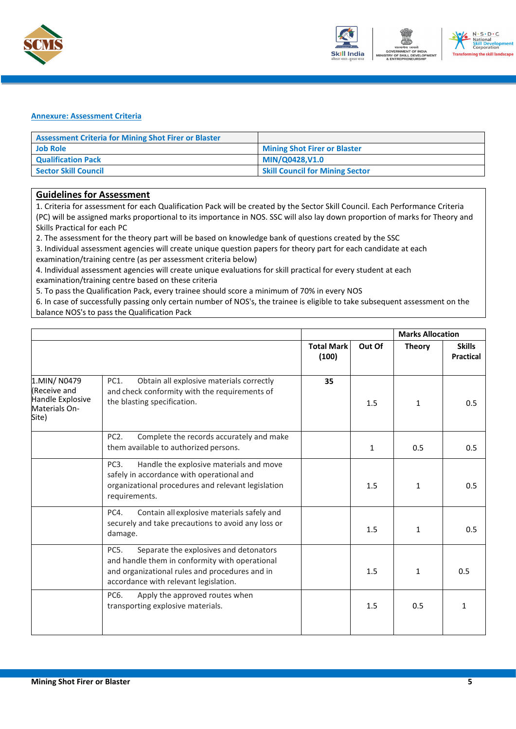**Annexure: Assessment Criteria**

| Assessment Criteria for Mining Shot Firer or Blaster | |
|---|---|
| Job Role | Mining Shot Firer or Blaster |
| Qualification Pack | MIN/Q0428,V1.0 |
| Sector Skill Council | Skill Council for Mining Sector |

**Guidelines for Assessment**

1. Criteria for assessment for each Qualification Pack will be created by the Sector Skill Council. Each Performance Criteria (PC) will be assigned marks proportional to its importance in NOS. SSC will also lay down proportion of marks for Theory and Skills Practical for each PC
2. The assessment for the theory part will be based on knowledge bank of questions created by the SSC
3. Individual assessment agencies will create unique question papers for theory part for each candidate at each examination/training centre (as per assessment criteria below)
4. Individual assessment agencies will create unique evaluations for skill practical for every student at each examination/training centre based on these criteria
5. To pass the Qualification Pack, every trainee should score a minimum of 70% in every NOS
6. In case of successfully passing only certain number of NOS's, the trainee is eligible to take subsequent assessment on the balance NOS's to pass the Qualification Pack

| | | | | Marks Allocation | |
|---|---|---|---|---|---|
| | | Total Mark (100) | Out Of | Theory | Skills Practical |
| 1.MIN/ N0479 (Receive and Handle Explosive Materials On-Site) | PC1. Obtain all explosive materials correctly and check conformity with the requirements of the blasting specification. | 35 | 1.5 | 1 | 0.5 |
| | PC2. Complete the records accurately and make them available to authorized persons. | | 1 | 0.5 | 0.5 |
| | PC3. Handle the explosive materials and move safely in accordance with operational and organizational procedures and relevant legislation requirements. | | 1.5 | 1 | 0.5 |
| | PC4. Contain all explosive materials safely and securely and take precautions to avoid any loss or damage. | | 1.5 | 1 | 0.5 |
| | PC5. Separate the explosives and detonators and handle them in conformity with operational and organizational rules and procedures and in accordance with relevant legislation. | | 1.5 | 1 | 0.5 |
| | PC6. Apply the approved routes when transporting explosive materials. | | 1.5 | 0.5 | 1 |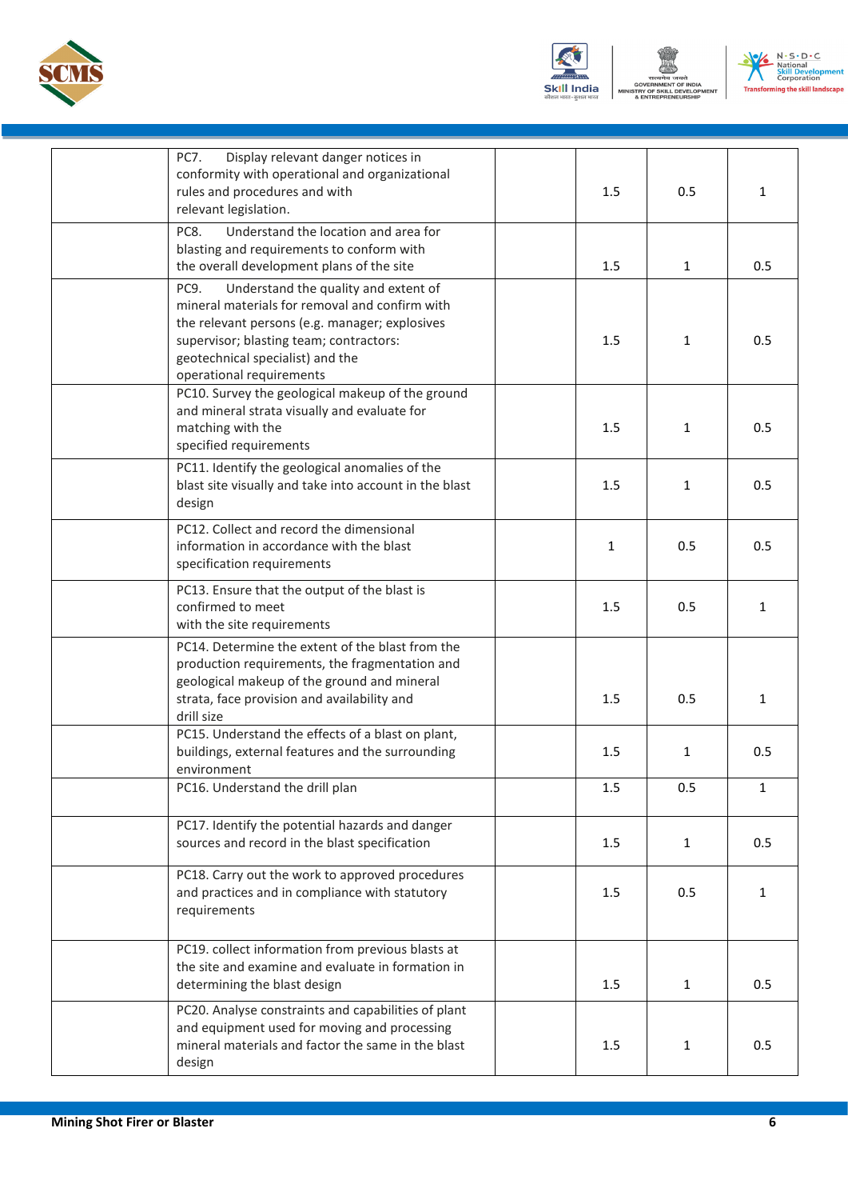| | | | | | |
|---|---|---|---|---|---|
| | PC7. Display relevant danger notices in conformity with operational and organizational rules and procedures and with relevant legislation. | | 1.5 | 0.5 | 1 |
| | PC8. Understand the location and area for blasting and requirements to conform with the overall development plans of the site | | 1.5 | 1 | 0.5 |
| | PC9. Understand the quality and extent of mineral materials for removal and confirm with the relevant persons (e.g. manager; explosives supervisor; blasting team; contractors: geotechnical specialist) and the operational requirements | | 1.5 | 1 | 0.5 |
| | PC10. Survey the geological makeup of the ground and mineral strata visually and evaluate for matching with the specified requirements | | 1.5 | 1 | 0.5 |
| | PC11. Identify the geological anomalies of the blast site visually and take into account in the blast design | | 1.5 | 1 | 0.5 |
| | PC12. Collect and record the dimensional information in accordance with the blast specification requirements | | 1 | 0.5 | 0.5 |
| | PC13. Ensure that the output of the blast is confirmed to meet with the site requirements | | 1.5 | 0.5 | 1 |
| | PC14. Determine the extent of the blast from the production requirements, the fragmentation and geological makeup of the ground and mineral strata, face provision and availability and drill size | | 1.5 | 0.5 | 1 |
| | PC15. Understand the effects of a blast on plant, buildings, external features and the surrounding environment | | 1.5 | 1 | 0.5 |
| | PC16. Understand the drill plan | | 1.5 | 0.5 | 1 |
| | PC17. Identify the potential hazards and danger sources and record in the blast specification | | 1.5 | 1 | 0.5 |
| | PC18. Carry out the work to approved procedures and practices and in compliance with statutory requirements | | 1.5 | 0.5 | 1 |
| | PC19. collect information from previous blasts at the site and examine and evaluate in formation in determining the blast design | | 1.5 | 1 | 0.5 |
| | PC20. Analyse constraints and capabilities of plant and equipment used for moving and processing mineral materials and factor the same in the blast design | | 1.5 | 1 | 0.5 |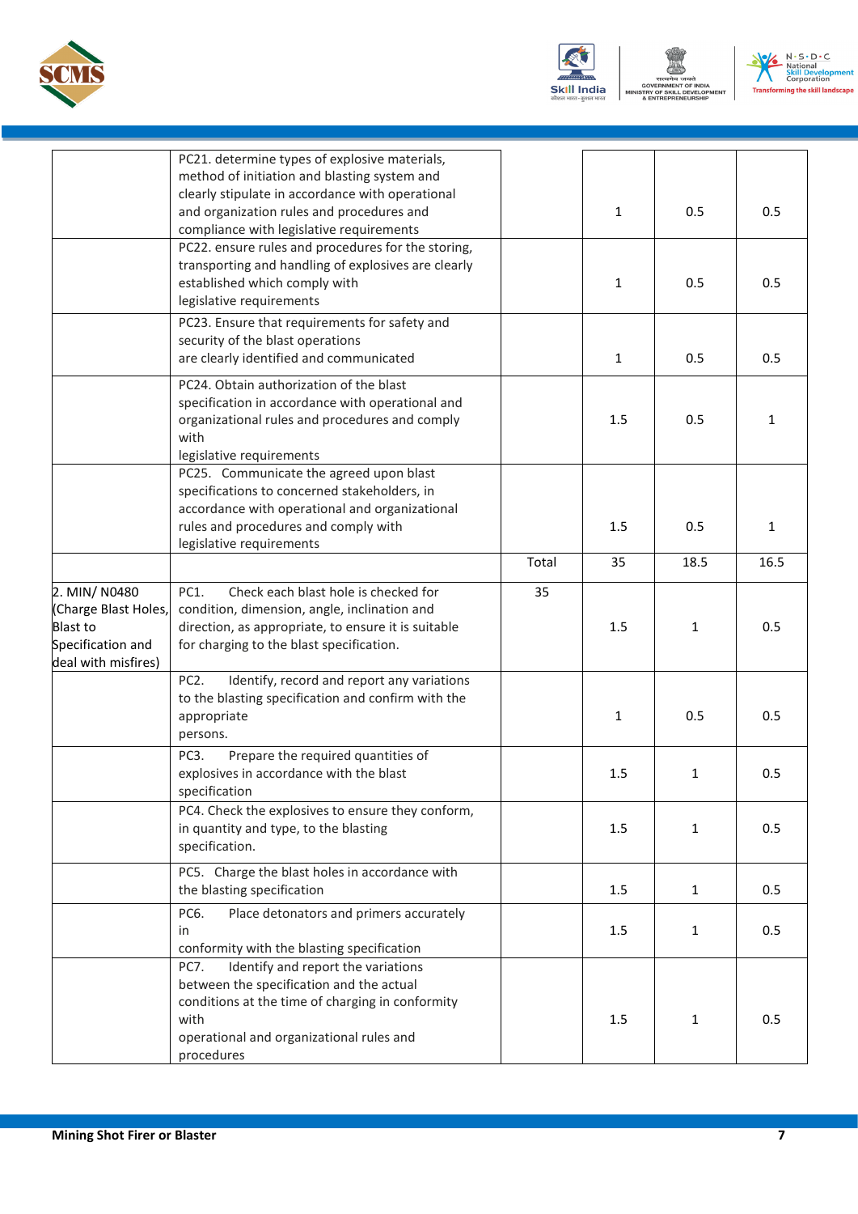| | | | | | |
|---|---|---|---|---|---|
| | PC21. determine types of explosive materials, method of initiation and blasting system and clearly stipulate in accordance with operational and organization rules and procedures and compliance with legislative requirements | | 1 | 0.5 | 0.5 |
| | PC22. ensure rules and procedures for the storing, transporting and handling of explosives are clearly established which comply with legislative requirements | | 1 | 0.5 | 0.5 |
| | PC23. Ensure that requirements for safety and security of the blast operations are clearly identified and communicated | | 1 | 0.5 | 0.5 |
| | PC24. Obtain authorization of the blast specification in accordance with operational and organizational rules and procedures and comply with legislative requirements | | 1.5 | 0.5 | 1 |
| | PC25. Communicate the agreed upon blast specifications to concerned stakeholders, in accordance with operational and organizational rules and procedures and comply with legislative requirements | | 1.5 | 0.5 | 1 |
| | | Total | 35 | 18.5 | 16.5 |
| 2. MIN/ N0480 (Charge Blast Holes, Blast to Specification and deal with misfires) | PC1. Check each blast hole is checked for condition, dimension, angle, inclination and direction, as appropriate, to ensure it is suitable for charging to the blast specification. | 35 | 1.5 | 1 | 0.5 |
| | PC2. Identify, record and report any variations to the blasting specification and confirm with the appropriate persons. | | 1 | 0.5 | 0.5 |
| | PC3. Prepare the required quantities of explosives in accordance with the blast specification | | 1.5 | 1 | 0.5 |
| | PC4. Check the explosives to ensure they conform, in quantity and type, to the blasting specification. | | 1.5 | 1 | 0.5 |
| | PC5. Charge the blast holes in accordance with the blasting specification | | 1.5 | 1 | 0.5 |
| | PC6. Place detonators and primers accurately in conformity with the blasting specification | | 1.5 | 1 | 0.5 |
| | PC7. Identify and report the variations between the specification and the actual conditions at the time of charging in conformity with operational and organizational rules and procedures | | 1.5 | 1 | 0.5 |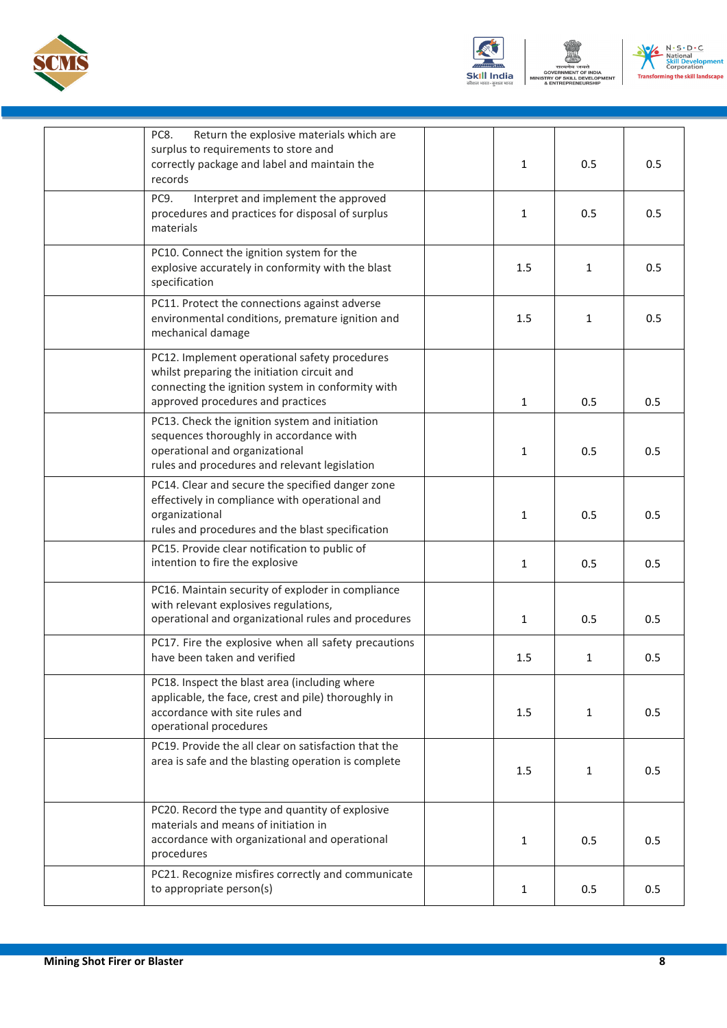|  |  |  |  |  |  |
|---|---|---|---|---|---|
|  | PC8. Return the explosive materials which are surplus to requirements to store and correctly package and label and maintain the records |  | 1 | 0.5 | 0.5 |
|  | PC9. Interpret and implement the approved procedures and practices for disposal of surplus materials |  | 1 | 0.5 | 0.5 |
|  | PC10. Connect the ignition system for the explosive accurately in conformity with the blast specification |  | 1.5 | 1 | 0.5 |
|  | PC11. Protect the connections against adverse environmental conditions, premature ignition and mechanical damage |  | 1.5 | 1 | 0.5 |
|  | PC12. Implement operational safety procedures whilst preparing the initiation circuit and connecting the ignition system in conformity with approved procedures and practices |  | 1 | 0.5 | 0.5 |
|  | PC13. Check the ignition system and initiation sequences thoroughly in accordance with operational and organizational rules and procedures and relevant legislation |  | 1 | 0.5 | 0.5 |
|  | PC14. Clear and secure the specified danger zone effectively in compliance with operational and organizational rules and procedures and the blast specification |  | 1 | 0.5 | 0.5 |
|  | PC15. Provide clear notification to public of intention to fire the explosive |  | 1 | 0.5 | 0.5 |
|  | PC16. Maintain security of exploder in compliance with relevant explosives regulations, operational and organizational rules and procedures |  | 1 | 0.5 | 0.5 |
|  | PC17. Fire the explosive when all safety precautions have been taken and verified |  | 1.5 | 1 | 0.5 |
|  | PC18. Inspect the blast area (including where applicable, the face, crest and pile) thoroughly in accordance with site rules and operational procedures |  | 1.5 | 1 | 0.5 |
|  | PC19. Provide the all clear on satisfaction that the area is safe and the blasting operation is complete |  | 1.5 | 1 | 0.5 |
|  | PC20. Record the type and quantity of explosive materials and means of initiation in accordance with organizational and operational procedures |  | 1 | 0.5 | 0.5 |
|  | PC21. Recognize misfires correctly and communicate to appropriate person(s) |  | 1 | 0.5 | 0.5 |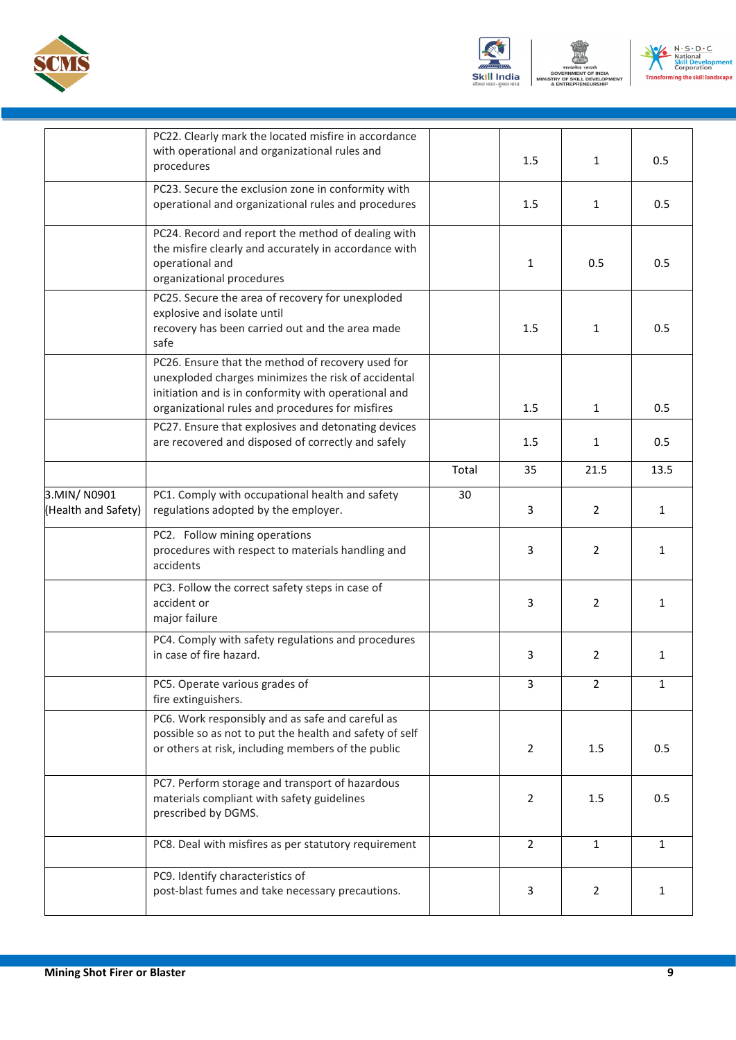| | | | | | |
|---|---|---|---|---|---|
| | PC22. Clearly mark the located misfire in accordance with operational and organizational rules and procedures | | 1.5 | 1 | 0.5 |
| | PC23. Secure the exclusion zone in conformity with operational and organizational rules and procedures | | 1.5 | 1 | 0.5 |
| | PC24. Record and report the method of dealing with the misfire clearly and accurately in accordance with operational and organizational procedures | | 1 | 0.5 | 0.5 |
| | PC25. Secure the area of recovery for unexploded explosive and isolate until recovery has been carried out and the area made safe | | 1.5 | 1 | 0.5 |
| | PC26. Ensure that the method of recovery used for unexploded charges minimizes the risk of accidental initiation and is in conformity with operational and organizational rules and procedures for misfires | | 1.5 | 1 | 0.5 |
| | PC27. Ensure that explosives and detonating devices are recovered and disposed of correctly and safely | | 1.5 | 1 | 0.5 |
| | | Total | 35 | 21.5 | 13.5 |
| 3.MIN/ N0901 (Health and Safety) | PC1. Comply with occupational health and safety regulations adopted by the employer. | 30 | 3 | 2 | 1 |
| | PC2. Follow mining operations procedures with respect to materials handling and accidents | | 3 | 2 | 1 |
| | PC3. Follow the correct safety steps in case of accident or major failure | | 3 | 2 | 1 |
| | PC4. Comply with safety regulations and procedures in case of fire hazard. | | 3 | 2 | 1 |
| | PC5. Operate various grades of fire extinguishers. | | 3 | 2 | 1 |
| | PC6. Work responsibly and as safe and careful as possible so as not to put the health and safety of self or others at risk, including members of the public | | 2 | 1.5 | 0.5 |
| | PC7. Perform storage and transport of hazardous materials compliant with safety guidelines prescribed by DGMS. | | 2 | 1.5 | 0.5 |
| | PC8. Deal with misfires as per statutory requirement | | 2 | 1 | 1 |
| | PC9. Identify characteristics of post-blast fumes and take necessary precautions. | | 3 | 2 | 1 |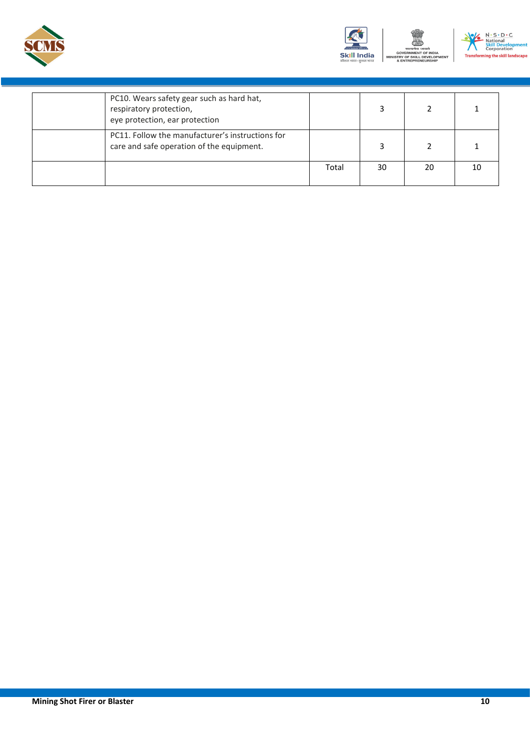| | | | | | |
|---|---|---|---|---|---|
| | PC10. Wears safety gear such as hard hat, respiratory protection, eye protection, ear protection | | 3 | 2 | 1 |
| | PC11. Follow the manufacturer's instructions for care and safe operation of the equipment. | | 3 | 2 | 1 |
| | | Total | 30 | 20 | 10 |